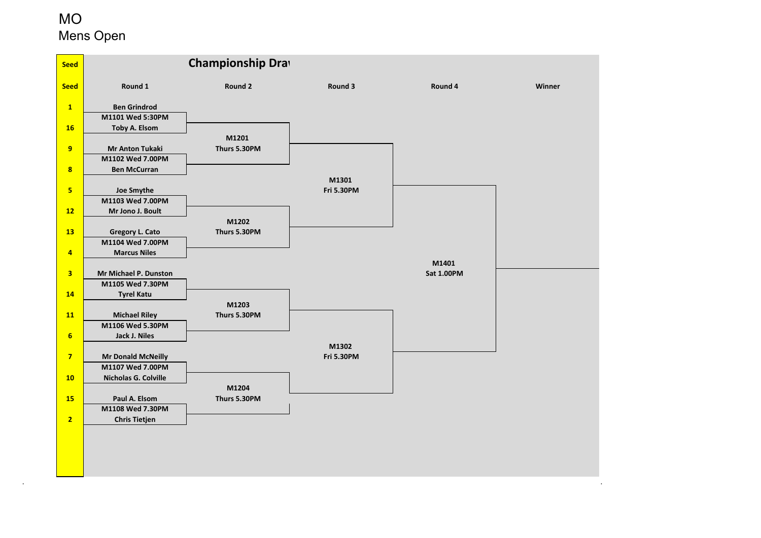# MO

Mens Open

## Championship Draw

| Seed | Round 1 | Round 2 | Round 3 | Round 4 | Winner |
| --- | --- | --- | --- | --- | --- |
| 1 | Ben Grindrod | | | | |
| | M1101 Wed 5:30PM | | | | |
| 16 | Toby A. Elsom | M1201 Thurs 5.30PM | | | |
| 9 | Mr Anton Tukaki | | | | |
| | M1102 Wed 7.00PM | | | | |
| 8 | Ben McCurran | | M1301 Fri 5.30PM | | |
| 5 | Joe Smythe | | | | |
| | M1103 Wed 7.00PM | | | | |
| 12 | Mr Jono J. Boult | M1202 Thurs 5.30PM | | | |
| 13 | Gregory L. Cato | | | | |
| | M1104 Wed 7.00PM | | | | |
| 4 | Marcus Niles | | | M1401 Sat 1.00PM | |
| 3 | Mr Michael P. Dunston | | | | |
| | M1105 Wed 7.30PM | | | | |
| 14 | Tyrel Katu | M1203 Thurs 5.30PM | | | |
| 11 | Michael Riley | | | | |
| | M1106 Wed 5.30PM | | | | |
| 6 | Jack J. Niles | | M1302 Fri 5.30PM | | |
| 7 | Mr Donald McNeilly | | | | |
| | M1107 Wed 7.00PM | | | | |
| 10 | Nicholas G. Colville | M1204 Thurs 5.30PM | | | |
| 15 | Paul A. Elsom | | | | |
| | M1108 Wed 7.30PM | | | | |
| 2 | Chris Tietjen | | | | |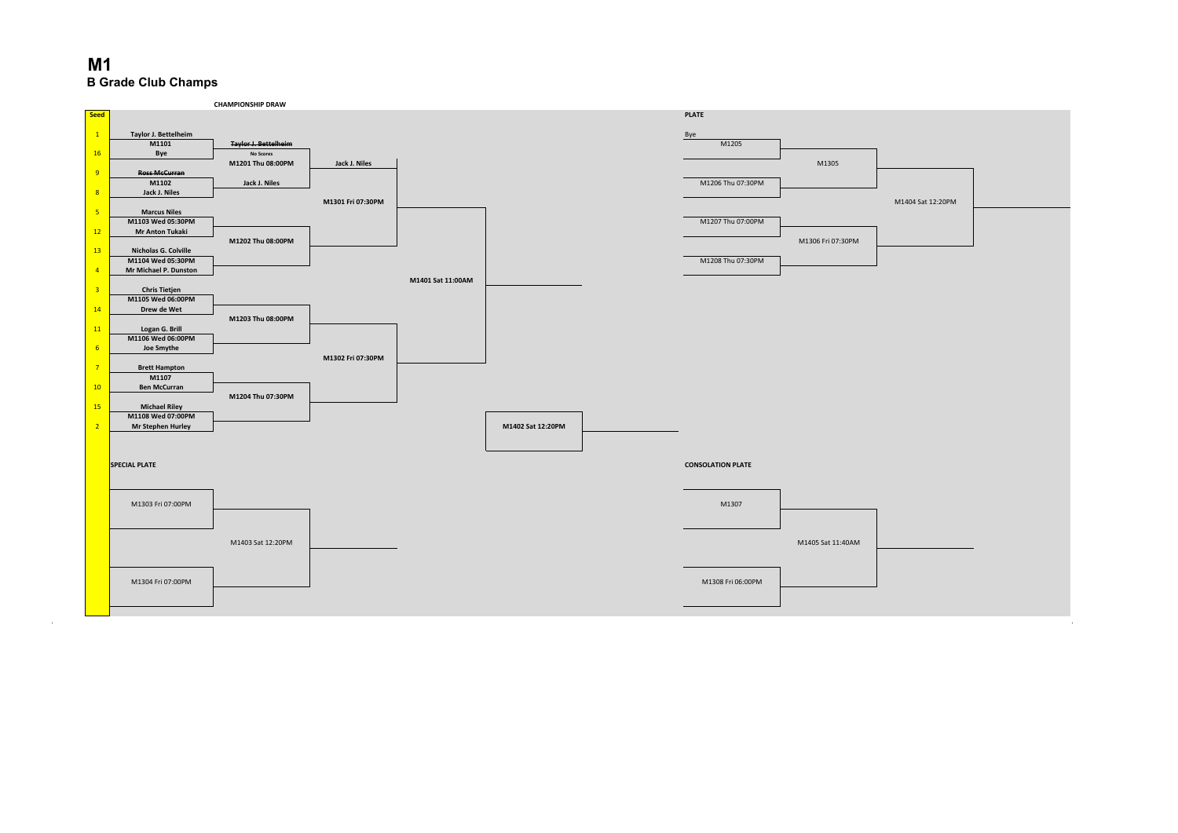# M1

## B Grade Club Champs

**CHAMPIONSHIP DRAW**

| Seed | Player | Round 1 | Round 2 | Round 3 | Semi-final | Final |
|---|---|---|---|---|---|---|
| 1 | **Taylor J. Bettelheim** | | | | | |
| | **M1101** | ~~Taylor J. Bettelheim~~ | | | | |
| 16 | **Bye** | No Scores | | | | |
| | | **M1201 Thu 08:00PM** | **Jack J. Niles** | | | |
| 9 | ~~**Ross McCurran**~~ | | | | | |
| | **M1102** | **Jack J. Niles** | | | | |
| 8 | **Jack J. Niles** | | | | | |
| | | | **M1301 Fri 07:30PM** | | | |
| 5 | **Marcus Niles** | | | | | |
| | **M1103 Wed 05:30PM** | | | | | |
| 12 | **Mr Anton Tukaki** | | | | | |
| | | **M1202 Thu 08:00PM** | | | | |
| 13 | **Nicholas G. Colville** | | | | | |
| | **M1104 Wed 05:30PM** | | | | | |
| 4 | **Mr Michael P. Dunston** | | | | | |
| | | | | **M1401 Sat 11:00AM** | | |
| 3 | **Chris Tietjen** | | | | | |
| | **M1105 Wed 06:00PM** | | | | | |
| 14 | **Drew de Wet** | | | | | |
| | | **M1203 Thu 08:00PM** | | | | |
| 11 | **Logan G. Brill** | | | | | |
| | **M1106 Wed 06:00PM** | | | | | |
| 6 | **Joe Smythe** | | | | | |
| | | | **M1302 Fri 07:30PM** | | | |
| 7 | **Brett Hampton** | | | | | |
| | **M1107** | | | | | |
| 10 | **Ben McCurran** | | | | | |
| | | **M1204 Thu 07:30PM** | | | | |
| 15 | **Michael Riley** | | | | | |
| | **M1108 Wed 07:00PM** | | | | | |
| 2 | **Mr Stephen Hurley** | | | | **M1402 Sat 12:20PM** | |

**PLATE**

| Round 1 | Round 2 | Final |
|---|---|---|
| Bye | | |
| M1205 | | |
| | M1305 | |
| M1206 Thu 07:30PM | | |
| | | M1404 Sat 12:20PM |
| M1207 Thu 07:00PM | | |
| | M1306 Fri 07:30PM | |
| M1208 Thu 07:30PM | | |

**SPECIAL PLATE**

| Round 1 | Final |
|---|---|
| M1303 Fri 07:00PM | |
| | M1403 Sat 12:20PM |
| M1304 Fri 07:00PM | |

**CONSOLATION PLATE**

| Round 1 | Final |
|---|---|
| M1307 | |
| | M1405 Sat 11:40AM |
| M1308 Fri 06:00PM | |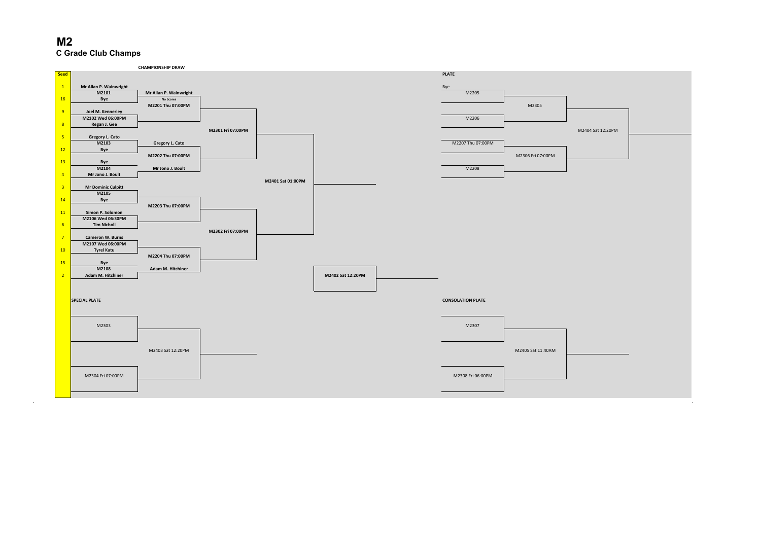# M2

## C Grade Club Champs

**CHAMPIONSHIP DRAW**

| Seed | Round 1 | Round 2 | Quarter/Semi | Semi/Final |
|---|---|---|---|---|
| 1 | **Mr Allan P. Wainwright** | | | |
| | **M2101** | **Mr Allan P. Wainwright** | | |
| 16 | **Bye** | No Scores | | |
| | | **M2201 Thu 07:00PM** | | |
| 9 | **Joel M. Kennerley** | | | |
| | **M2102 Wed 06:00PM** | | | |
| 8 | **Regan J. Gee** | | | |
| | | | **M2301 Fri 07:00PM** | |
| 5 | **Gregory L. Cato** | | | |
| | **M2103** | **Gregory L. Cato** | | |
| 12 | **Bye** | | | |
| | | **M2202 Thu 07:00PM** | | |
| 13 | **Bye** | | | |
| | **M2104** | **Mr Jono J. Boult** | | |
| 4 | **Mr Jono J. Boult** | | | |
| | | | | **M2401 Sat 01:00PM** |
| 3 | **Mr Dominic Culpitt** | | | |
| | **M2105** | | | |
| 14 | **Bye** | | | |
| | | **M2203 Thu 07:00PM** | | |
| 11 | **Simon P. Solomon** | | | |
| | **M2106 Wed 06:30PM** | | | |
| 6 | **Tim Nicholl** | | | |
| | | | **M2302 Fri 07:00PM** | |
| 7 | **Cameron W. Burns** | | | |
| | **M2107 Wed 06:00PM** | | | |
| 10 | **Tyrel Katu** | | | |
| | | **M2204 Thu 07:00PM** | | |
| 15 | **Bye** | | | |
| | **M2108** | **Adam M. Hitchiner** | | |
| 2 | **Adam M. Hitchiner** | | | |

**M2402 Sat 12:20PM**

**PLATE**

- Bye — M2205
- M2206
- M2305
- M2207 Thu 07:00PM
- M2208
- M2306 Fri 07:00PM
- M2404 Sat 12:20PM

**SPECIAL PLATE**

- M2303
- M2304 Fri 07:00PM
- M2403 Sat 12:20PM

**CONSOLATION PLATE**

- M2307
- M2308 Fri 06:00PM
- M2405 Sat 11:40AM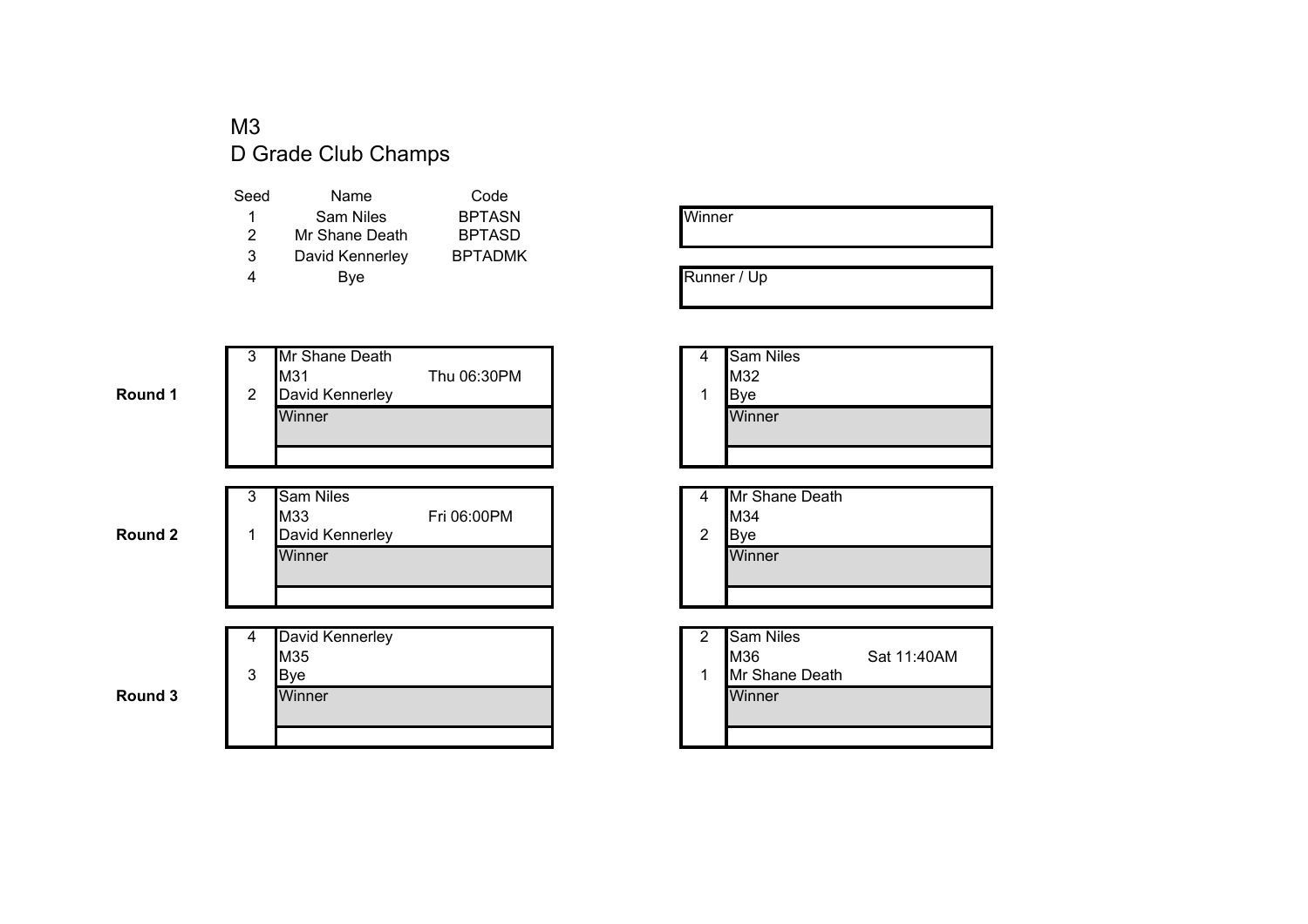# M3

## D Grade Club Champs

| Seed | Name | Code |
|---|---|---|
| 1 | Sam Niles | BPTASN |
| 2 | Mr Shane Death | BPTASD |
| 3 | David Kennerley | BPTADMK |
| 4 | Bye | |

| Winner |
|---|
| |

| Runner / Up |
|---|
| |

**Round 1**

| Seed | Match | |
|---|---|---|
| 3 | Mr Shane Death | |
| | M31 | Thu 06:30PM |
| 2 | David Kennerley | |
| | Winner | |

| Seed | Match | |
|---|---|---|
| 4 | Sam Niles | |
| | M32 | |
| 1 | Bye | |
| | Winner | |

**Round 2**

| Seed | Match | |
|---|---|---|
| 3 | Sam Niles | |
| | M33 | Fri 06:00PM |
| 1 | David Kennerley | |
| | Winner | |

| Seed | Match | |
|---|---|---|
| 4 | Mr Shane Death | |
| | M34 | |
| 2 | Bye | |
| | Winner | |

**Round 3**

| Seed | Match | |
|---|---|---|
| 4 | David Kennerley | |
| | M35 | |
| 3 | Bye | |
| | Winner | |

| Seed | Match | |
|---|---|---|
| 2 | Sam Niles | |
| | M36 | Sat 11:40AM |
| 1 | Mr Shane Death | |
| | Winner | |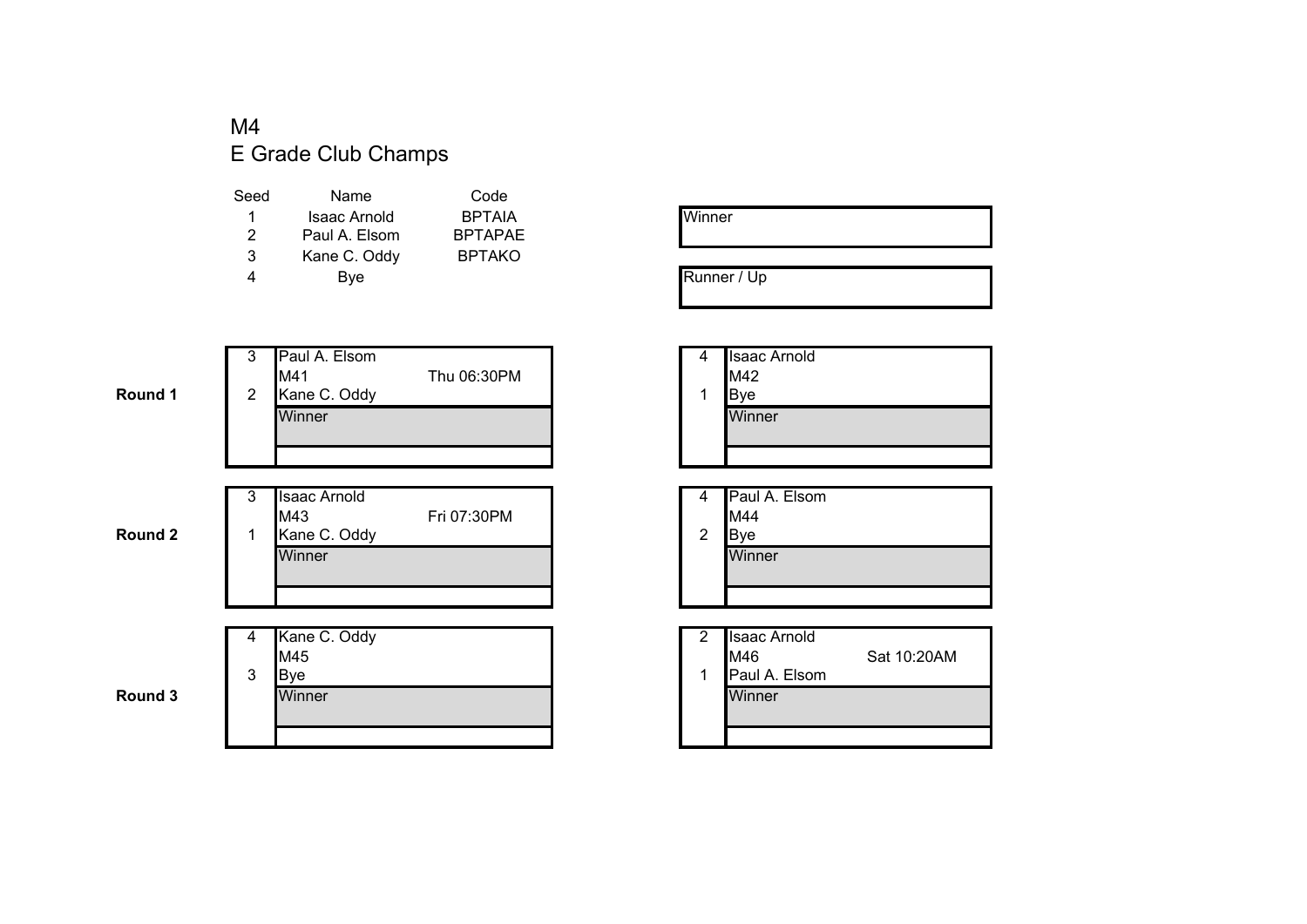# M4
## E Grade Club Champs

| Seed | Name | Code |
|---|---|---|
| 1 | Isaac Arnold | BPTAIA |
| 2 | Paul A. Elsom | BPTAPAE |
| 3 | Kane C. Oddy | BPTAKO |
| 4 | Bye | |

| Winner |
|---|
| |

| Runner / Up |
|---|
| |

**Round 1**

| Seed | Match | Time |
|---|---|---|
| 3 | Paul A. Elsom | |
| | M41 | Thu 06:30PM |
| 2 | Kane C. Oddy | |
| | Winner | |
| | | |

| Seed | Match | Time |
|---|---|---|
| 4 | Isaac Arnold | |
| | M42 | |
| 1 | Bye | |
| | Winner | |
| | | |

**Round 2**

| Seed | Match | Time |
|---|---|---|
| 3 | Isaac Arnold | |
| | M43 | Fri 07:30PM |
| 1 | Kane C. Oddy | |
| | Winner | |
| | | |

| Seed | Match | Time |
|---|---|---|
| 4 | Paul A. Elsom | |
| | M44 | |
| 2 | Bye | |
| | Winner | |
| | | |

**Round 3**

| Seed | Match | Time |
|---|---|---|
| 4 | Kane C. Oddy | |
| | M45 | |
| 3 | Bye | |
| | Winner | |
| | | |

| Seed | Match | Time |
|---|---|---|
| 2 | Isaac Arnold | |
| | M46 | Sat 10:20AM |
| 1 | Paul A. Elsom | |
| | Winner | |
| | | |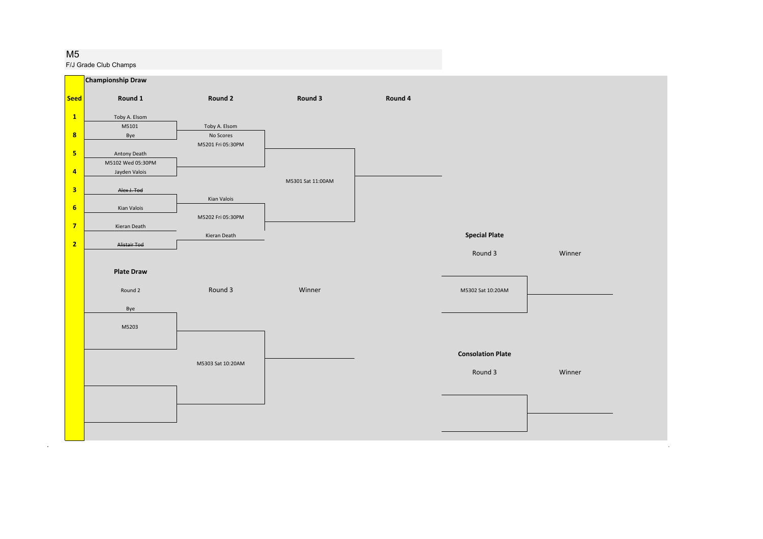# M5

F/J Grade Club Champs

## Championship Draw

| Seed | Round 1 | Round 2 | Round 3 | Round 4 |
|---|---|---|---|---|
| 1 | Toby A. Elsom | | | |
| | M5101 | Toby A. Elsom | | |
| 8 | Bye | No Scores | | |
| | | M5201 Fri 05:30PM | | |
| 5 | Antony Death | | | |
| | M5102 Wed 05:30PM | | | |
| 4 | Jayden Valois | | | |
| | | | M5301 Sat 11:00AM | |
| 3 | ~~Alex J. Tod~~ | | | |
| | | Kian Valois | | |
| 6 | Kian Valois | | | |
| | | M5202 Fri 05:30PM | | |
| 7 | Kieran Death | | | |
| | | Kieran Death | | |
| 2 | ~~Alistair Tod~~ | | | |

## Plate Draw

| Round 2 | Round 3 | Winner |
|---|---|---|
| Bye | | |
| M5203 | | |
| | M5303 Sat 10:20AM | |

## Special Plate

| Round 3 | Winner |
|---|---|
| M5302 Sat 10:20AM | |

## Consolation Plate

| Round 3 | Winner |
|---|---|
| | |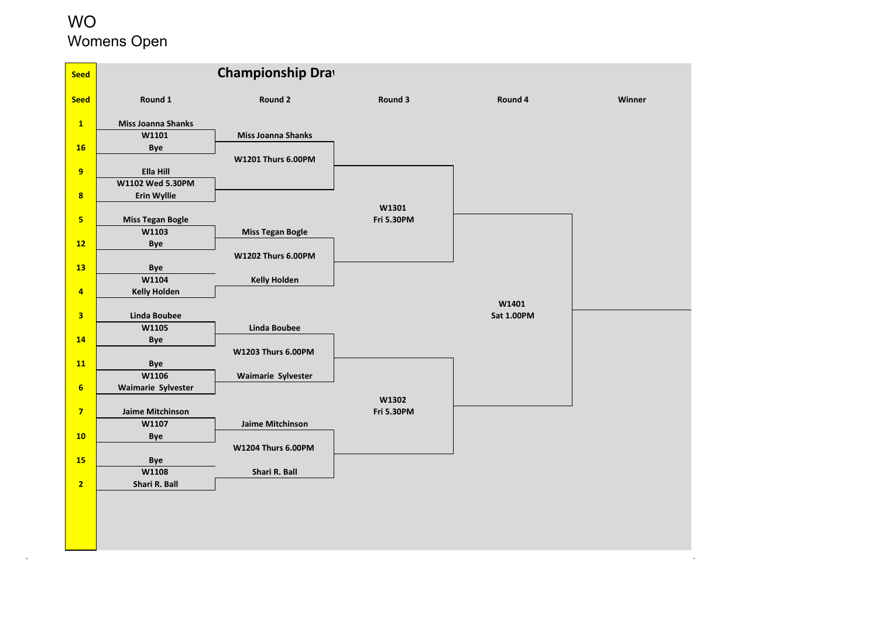# WO

Womens Open

## Championship Dra

| Seed | Round 1 | Round 2 | Round 3 | Round 4 | Winner |
|---|---|---|---|---|---|
| 1 | Miss Joanna Shanks | | | | |
| | W1101 | Miss Joanna Shanks | | | |
| 16 | Bye | | | | |
| | | W1201 Thurs 6.00PM | | | |
| 9 | Ella Hill | | | | |
| | W1102 Wed 5.30PM | | | | |
| 8 | Erin Wyllie | | | | |
| | | | W1301 Fri 5.30PM | | |
| 5 | Miss Tegan Bogle | | | | |
| | W1103 | Miss Tegan Bogle | | | |
| 12 | Bye | | | | |
| | | W1202 Thurs 6.00PM | | | |
| 13 | Bye | | | | |
| | W1104 | Kelly Holden | | | |
| 4 | Kelly Holden | | | | |
| | | | | W1401 Sat 1.00PM | |
| 3 | Linda Boubee | | | | |
| | W1105 | Linda Boubee | | | |
| 14 | Bye | | | | |
| | | W1203 Thurs 6.00PM | | | |
| 11 | Bye | | | | |
| | W1106 | Waimarie Sylvester | | | |
| 6 | Waimarie Sylvester | | | | |
| | | | W1302 Fri 5.30PM | | |
| 7 | Jaime Mitchinson | | | | |
| | W1107 | Jaime Mitchinson | | | |
| 10 | Bye | | | | |
| | | W1204 Thurs 6.00PM | | | |
| 15 | Bye | | | | |
| | W1108 | Shari R. Ball | | | |
| 2 | Shari R. Ball | | | | |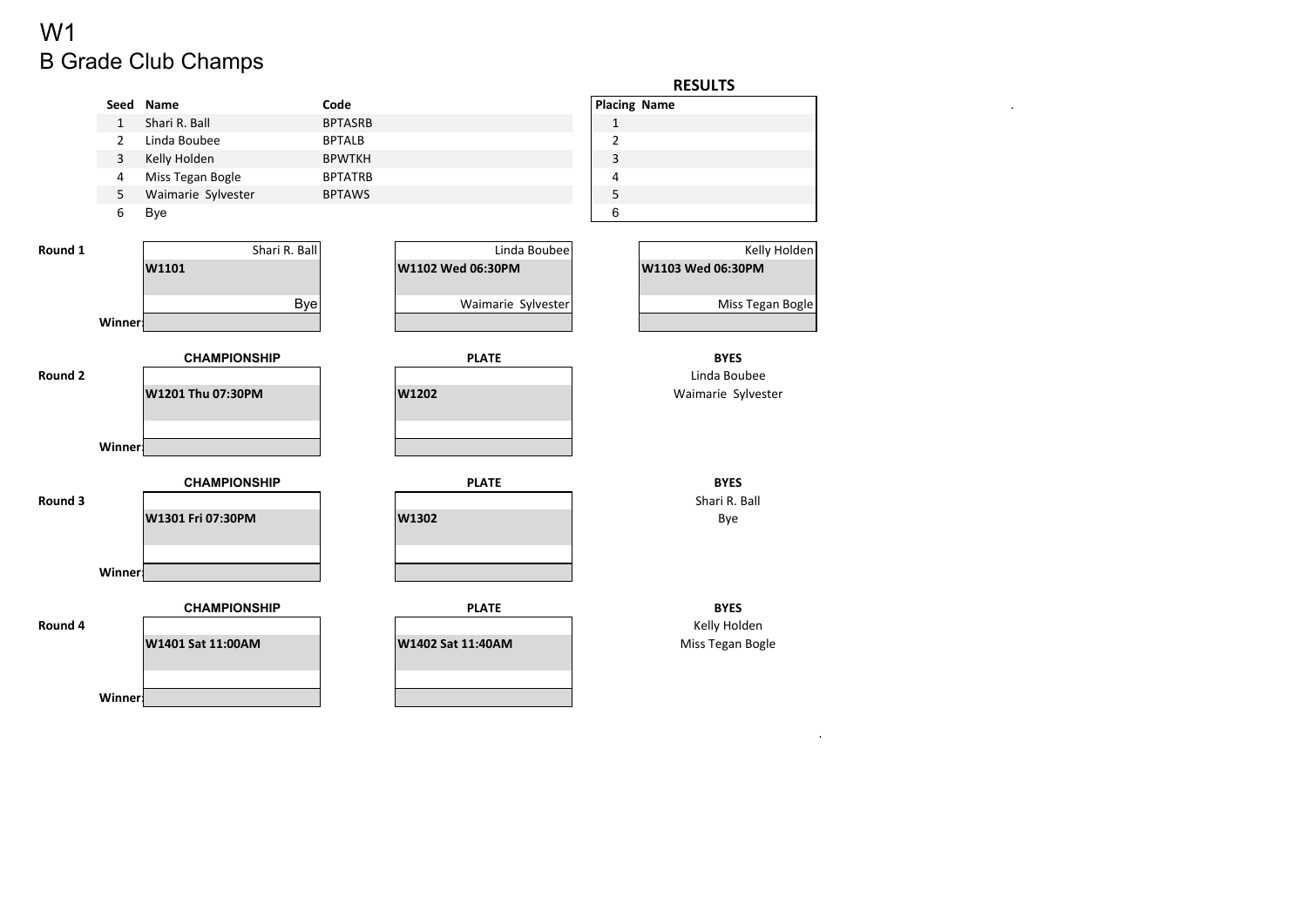# W1
## B Grade Club Champs

| Seed | Name | Code |
|---|---|---|
| 1 | Shari R. Ball | BPTASRB |
| 2 | Linda Boubee | BPTALB |
| 3 | Kelly Holden | BPWTKH |
| 4 | Miss Tegan Bogle | BPTATRB |
| 5 | Waimarie Sylvester | BPTAWS |
| 6 | Bye | |

**RESULTS**

| Placing | Name |
|---|---|
| 1 | |
| 2 | |
| 3 | |
| 4 | |
| 5 | |
| 6 | |

**Round 1**

| W1101 | W1102 Wed 06:30PM | W1103 Wed 06:30PM |
|---|---|---|
| Shari R. Ball | Linda Boubee | Kelly Holden |
| Bye | Waimarie Sylvester | Miss Tegan Bogle |
| Winner: | | |

**Round 2**

| CHAMPIONSHIP | PLATE | BYES |
|---|---|---|
| W1201 Thu 07:30PM | W1202 | Linda Boubee |
| | | Waimarie Sylvester |
| Winner: | | |

**Round 3**

| CHAMPIONSHIP | PLATE | BYES |
|---|---|---|
| W1301 Fri 07:30PM | W1302 | Shari R. Ball |
| | | Bye |
| Winner: | | |

**Round 4**

| CHAMPIONSHIP | PLATE | BYES |
|---|---|---|
| W1401 Sat 11:00AM | W1402 Sat 11:40AM | Kelly Holden |
| | | Miss Tegan Bogle |
| Winner: | | |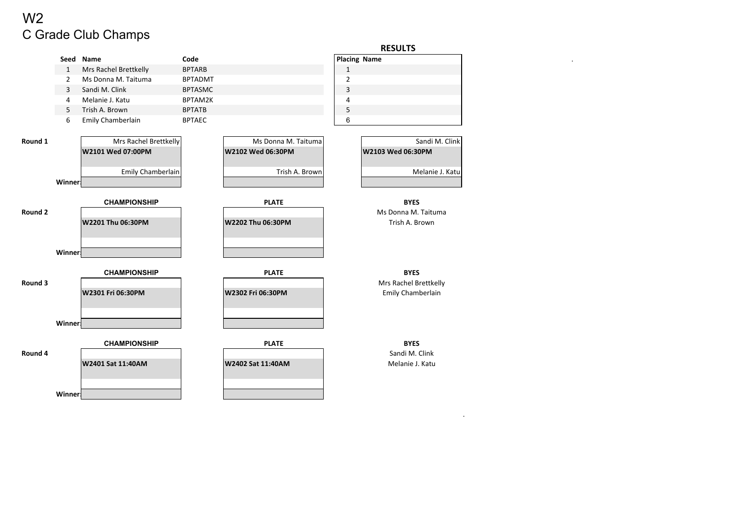# W2

## C Grade Club Champs

| Seed | Name | Code |
|---|---|---|
| 1 | Mrs Rachel Brettkelly | BPTARB |
| 2 | Ms Donna M. Taituma | BPTADMT |
| 3 | Sandi M. Clink | BPTASMC |
| 4 | Melanie J. Katu | BPTAM2K |
| 5 | Trish A. Brown | BPTATB |
| 6 | Emily Chamberlain | BPTAEC |

**RESULTS**

| Placing | Name |
|---|---|
| 1 | |
| 2 | |
| 3 | |
| 4 | |
| 5 | |
| 6 | |

**Round 1**

| | | | |
|---|---|---|---|
| | Mrs Rachel Brettkelly | Ms Donna M. Taituma | Sandi M. Clink |
| | **W2101 Wed 07:00PM** | **W2102 Wed 06:30PM** | **W2103 Wed 06:30PM** |
| | Emily Chamberlain | Trish A. Brown | Melanie J. Katu |
| **Winner:** | | | |

**Round 2**

| | CHAMPIONSHIP | PLATE | BYES |
|---|---|---|---|
| | | | Ms Donna M. Taituma |
| | **W2201 Thu 06:30PM** | **W2202 Thu 06:30PM** | Trish A. Brown |
| | | | |
| **Winner:** | | | |

**Round 3**

| | CHAMPIONSHIP | PLATE | BYES |
|---|---|---|---|
| | | | Mrs Rachel Brettkelly |
| | **W2301 Fri 06:30PM** | **W2302 Fri 06:30PM** | Emily Chamberlain |
| | | | |
| **Winner:** | | | |

**Round 4**

| | CHAMPIONSHIP | PLATE | BYES |
|---|---|---|---|
| | | | Sandi M. Clink |
| | **W2401 Sat 11:40AM** | **W2402 Sat 11:40AM** | Melanie J. Katu |
| | | | |
| **Winner:** | | | |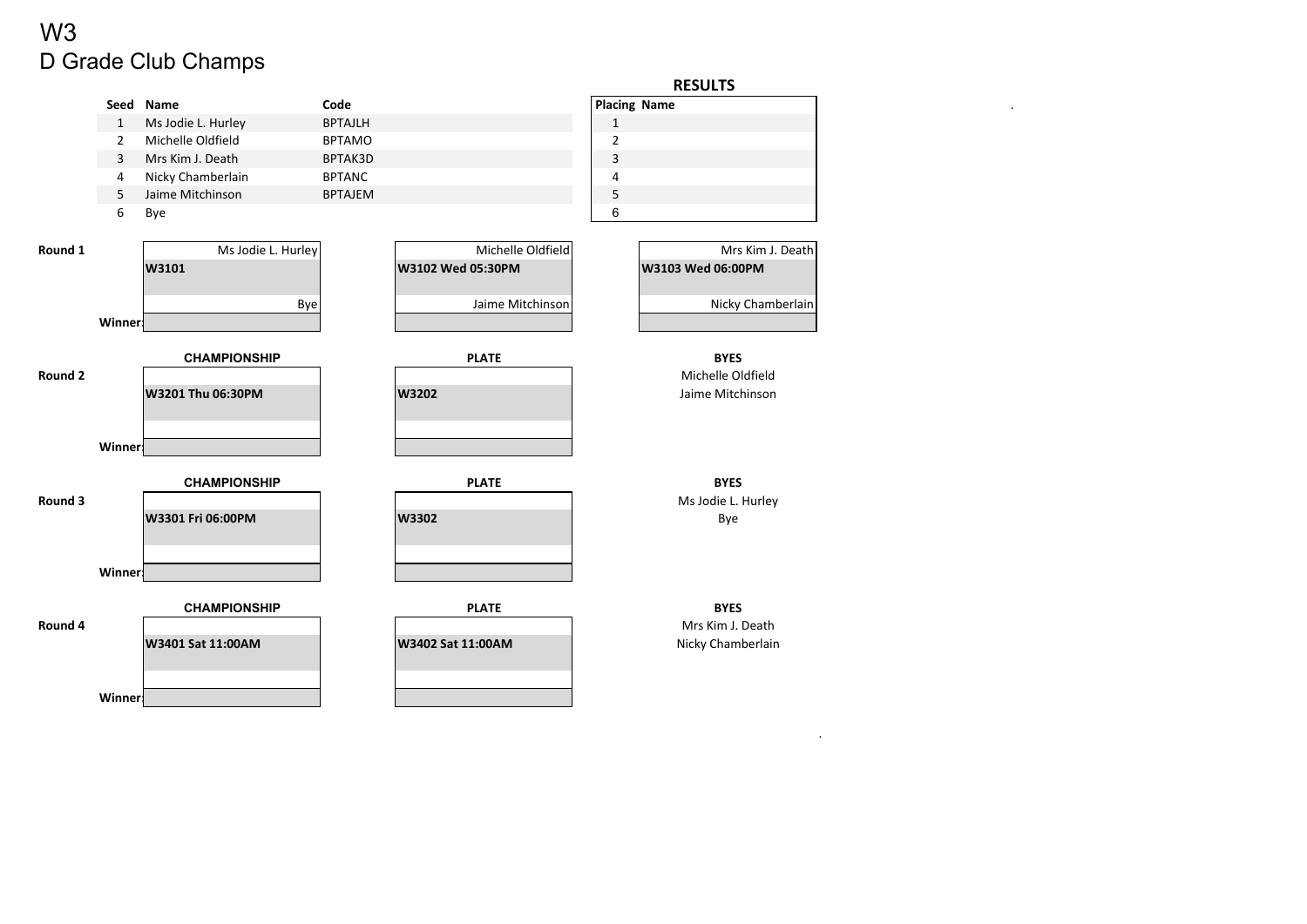# W3

## D Grade Club Champs

| Seed | Name | Code |
|---|---|---|
| 1 | Ms Jodie L. Hurley | BPTAJLH |
| 2 | Michelle Oldfield | BPTAMO |
| 3 | Mrs Kim J. Death | BPTAK3D |
| 4 | Nicky Chamberlain | BPTANC |
| 5 | Jaime Mitchinson | BPTAJEM |
| 6 | Bye | |

**RESULTS**

| Placing | Name |
|---|---|
| 1 | |
| 2 | |
| 3 | |
| 4 | |
| 5 | |
| 6 | |

**Round 1**

| | | | |
|---|---|---|---|
| | Ms Jodie L. Hurley | Michelle Oldfield | Mrs Kim J. Death |
| | **W3101** | **W3102 Wed 05:30PM** | **W3103 Wed 06:00PM** |
| | Bye | Jaime Mitchinson | Nicky Chamberlain |
| **Winner:** | | | |

**Round 2**

| | CHAMPIONSHIP | PLATE | BYES |
|---|---|---|---|
| | | | Michelle Oldfield |
| | **W3201 Thu 06:30PM** | **W3202** | Jaime Mitchinson |
| | | | |
| **Winner:** | | | |

**Round 3**

| | CHAMPIONSHIP | PLATE | BYES |
|---|---|---|---|
| | | | Ms Jodie L. Hurley |
| | **W3301 Fri 06:00PM** | **W3302** | Bye |
| | | | |
| **Winner:** | | | |

**Round 4**

| | CHAMPIONSHIP | PLATE | BYES |
|---|---|---|---|
| | | | Mrs Kim J. Death |
| | **W3401 Sat 11:00AM** | **W3402 Sat 11:00AM** | Nicky Chamberlain |
| | | | |
| **Winner:** | | | |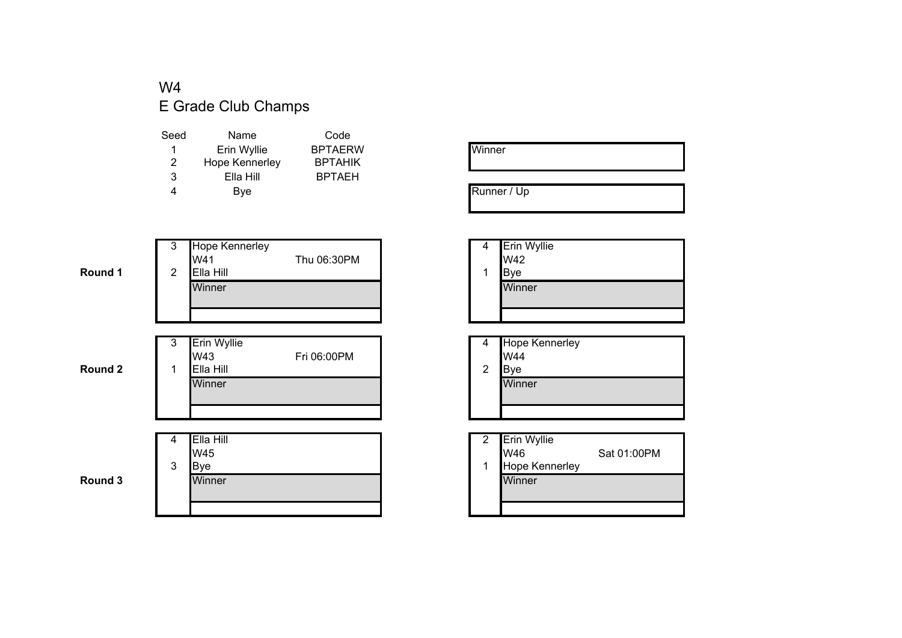W4

E Grade Club Champs

| Seed | Name | Code |
| --- | --- | --- |
| 1 | Erin Wyllie | BPTAERW |
| 2 | Hope Kennerley | BPTAHIK |
| 3 | Ella Hill | BPTAEH |
| 4 | Bye | |

| Winner |
| --- |
| |

| Runner / Up |
| --- |
| |

**Round 1**

| Seed | Player | Match | Time |
| --- | --- | --- | --- |
| 3 | Hope Kennerley | W41 | Thu 06:30PM |
| 2 | Ella Hill | | |
| | Winner | | |

| Seed | Player | Match | Time |
| --- | --- | --- | --- |
| 4 | Erin Wyllie | W42 | |
| 1 | Bye | | |
| | Winner | | |

**Round 2**

| Seed | Player | Match | Time |
| --- | --- | --- | --- |
| 3 | Erin Wyllie | W43 | Fri 06:00PM |
| 1 | Ella Hill | | |
| | Winner | | |

| Seed | Player | Match | Time |
| --- | --- | --- | --- |
| 4 | Hope Kennerley | W44 | |
| 2 | Bye | | |
| | Winner | | |

**Round 3**

| Seed | Player | Match | Time |
| --- | --- | --- | --- |
| 4 | Ella Hill | W45 | |
| 3 | Bye | | |
| | Winner | | |

| Seed | Player | Match | Time |
| --- | --- | --- | --- |
| 2 | Erin Wyllie | W46 | Sat 01:00PM |
| 1 | Hope Kennerley | | |
| | Winner | | |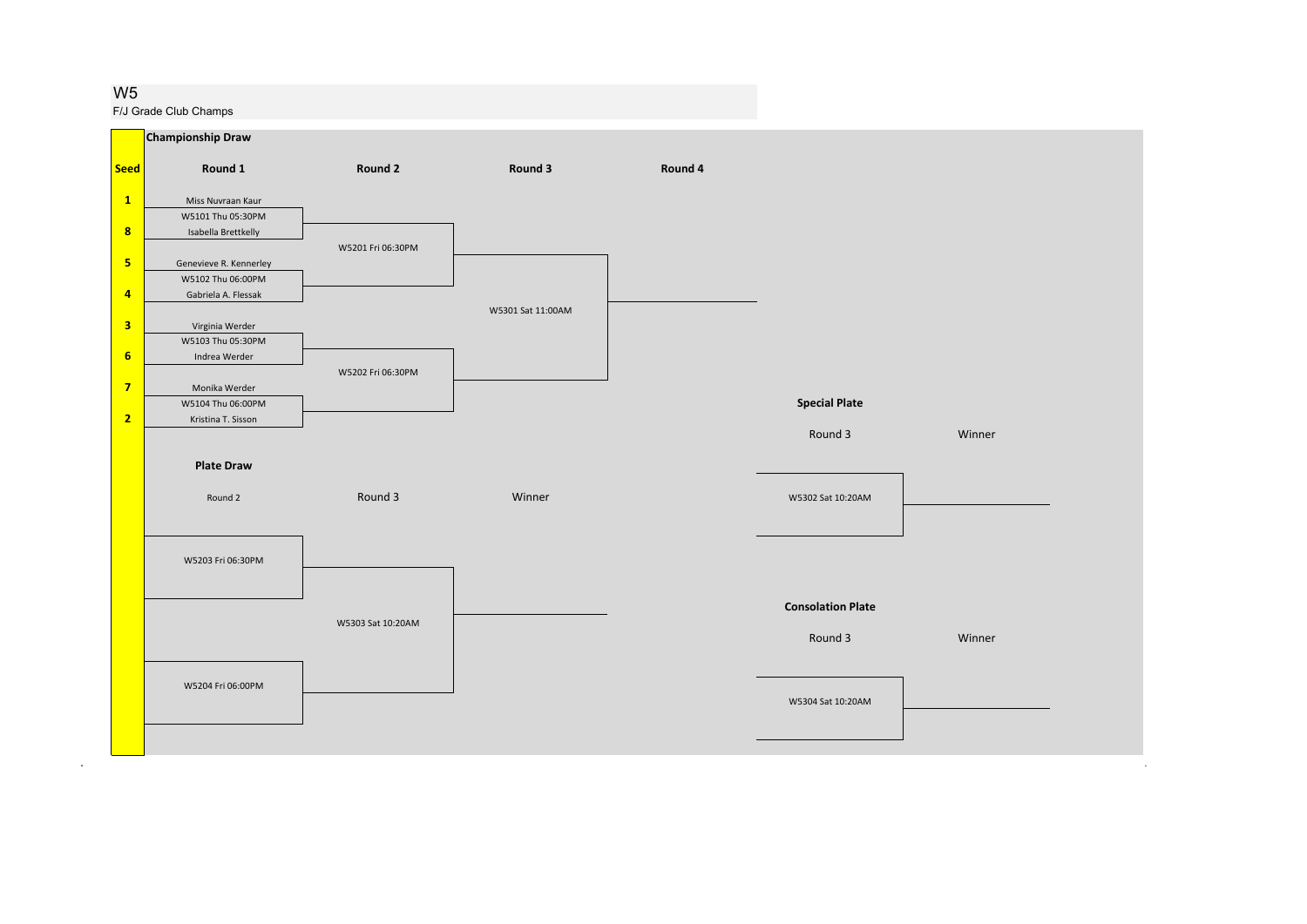# W5

F/J Grade Club Champs

## Championship Draw

| Seed | Round 1 | Round 2 | Round 3 | Round 4 |
|---|---|---|---|---|
| 1 | Miss Nuvraan Kaur | | | |
| | W5101 Thu 05:30PM | | | |
| 8 | Isabella Brettkelly | | | |
| | | W5201 Fri 06:30PM | | |
| 5 | Genevieve R. Kennerley | | | |
| | W5102 Thu 06:00PM | | | |
| 4 | Gabriela A. Flessak | | | |
| | | | W5301 Sat 11:00AM | |
| 3 | Virginia Werder | | | |
| | W5103 Thu 05:30PM | | | |
| 6 | Indrea Werder | | | |
| | | W5202 Fri 06:30PM | | |
| 7 | Monika Werder | | | |
| | W5104 Thu 06:00PM | | | |
| 2 | Kristina T. Sisson | | | |

## Plate Draw

| Round 2 | Round 3 | Winner |
|---|---|---|
| W5203 Fri 06:30PM | | |
| | W5303 Sat 10:20AM | |
| W5204 Fri 06:00PM | | |

## Special Plate

| Round 3 | Winner |
|---|---|
| W5302 Sat 10:20AM | |

## Consolation Plate

| Round 3 | Winner |
|---|---|
| W5304 Sat 10:20AM | |